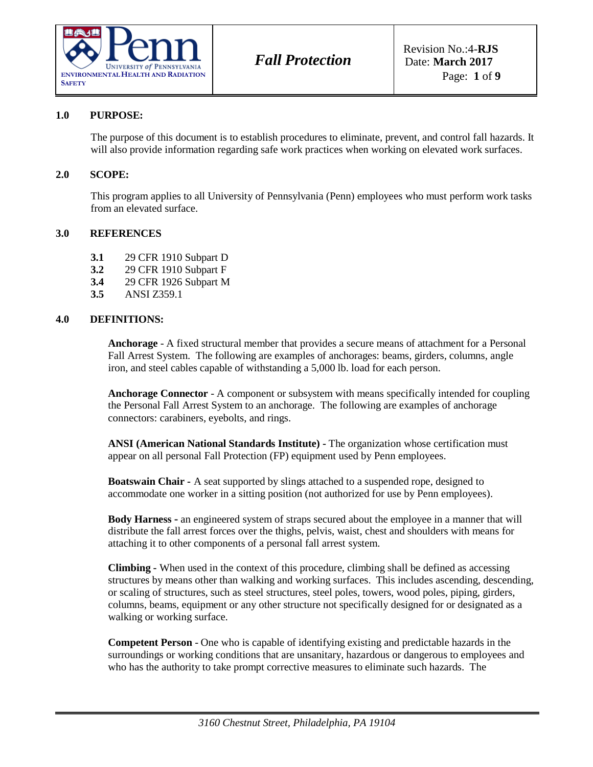## 1.0 PURPOSE:

The purpose of this document is to establish procedures to eliminate, prevent, and control fall hazards. It will also provide information regarding safe work practices when working on elevated work surfaces.

## 2.0 SCOPE:

This program applies to all University of Pennsylvania (Penn) employees who must perform work tasks from an elevated surface.

## 3.0 REFERENCES

- **3.1** 29 CFR 1910 Subpart D
- **3.2** 29 CFR 1910 Subpart F
- **3.4** 29 CFR 1926 Subpart M
- **3.5** ANSI Z359.1

## 4.0 DEFINITIONS:

**Anchorage** - A fixed structural member that provides a secure means of attachment for a Personal Fall Arrest System. The following are examples of anchorages: beams, girders, columns, angle iron, and steel cables capable of withstanding a 5,000 lb. load for each person.

**Anchorage Connector** - A component or subsystem with means specifically intended for coupling the Personal Fall Arrest System to an anchorage. The following are examples of anchorage connectors: carabiners, eyebolts, and rings.

**ANSI (American National Standards Institute) -** The organization whose certification must appear on all personal Fall Protection (FP) equipment used by Penn employees.

**Boatswain Chair -** A seat supported by slings attached to a suspended rope, designed to accommodate one worker in a sitting position (not authorized for use by Penn employees).

**Body Harness -** an engineered system of straps secured about the employee in a manner that will distribute the fall arrest forces over the thighs, pelvis, waist, chest and shoulders with means for attaching it to other components of a personal fall arrest system.

**Climbing** - When used in the context of this procedure, climbing shall be defined as accessing structures by means other than walking and working surfaces. This includes ascending, descending, or scaling of structures, such as steel structures, steel poles, towers, wood poles, piping, girders, columns, beams, equipment or any other structure not specifically designed for or designated as a walking or working surface.

**Competent Person** - One who is capable of identifying existing and predictable hazards in the surroundings or working conditions that are unsanitary, hazardous or dangerous to employees and who has the authority to take prompt corrective measures to eliminate such hazards. The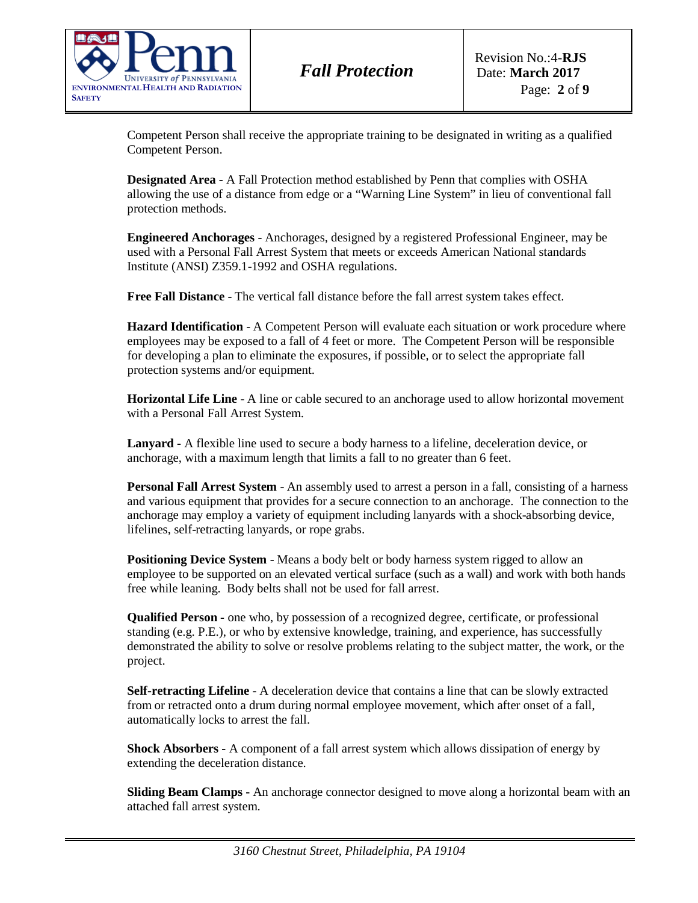Competent Person shall receive the appropriate training to be designated in writing as a qualified Competent Person.

**Designated Area -** A Fall Protection method established by Penn that complies with OSHA allowing the use of a distance from edge or a "Warning Line System" in lieu of conventional fall protection methods.

**Engineered Anchorages** - Anchorages, designed by a registered Professional Engineer, may be used with a Personal Fall Arrest System that meets or exceeds American National standards Institute (ANSI) Z359.1-1992 and OSHA regulations.

**Free Fall Distance** - The vertical fall distance before the fall arrest system takes effect.

**Hazard Identification** - A Competent Person will evaluate each situation or work procedure where employees may be exposed to a fall of 4 feet or more. The Competent Person will be responsible for developing a plan to eliminate the exposures, if possible, or to select the appropriate fall protection systems and/or equipment.

**Horizontal Life Line** - A line or cable secured to an anchorage used to allow horizontal movement with a Personal Fall Arrest System.

**Lanyard -** A flexible line used to secure a body harness to a lifeline, deceleration device, or anchorage, with a maximum length that limits a fall to no greater than 6 feet.

**Personal Fall Arrest System** - An assembly used to arrest a person in a fall, consisting of a harness and various equipment that provides for a secure connection to an anchorage. The connection to the anchorage may employ a variety of equipment including lanyards with a shock-absorbing device, lifelines, self-retracting lanyards, or rope grabs.

**Positioning Device System** - Means a body belt or body harness system rigged to allow an employee to be supported on an elevated vertical surface (such as a wall) and work with both hands free while leaning. Body belts shall not be used for fall arrest.

**Qualified Person -** one who, by possession of a recognized degree, certificate, or professional standing (e.g. P.E.), or who by extensive knowledge, training, and experience, has successfully demonstrated the ability to solve or resolve problems relating to the subject matter, the work, or the project.

**Self-retracting Lifeline** - A deceleration device that contains a line that can be slowly extracted from or retracted onto a drum during normal employee movement, which after onset of a fall, automatically locks to arrest the fall.

**Shock Absorbers -** A component of a fall arrest system which allows dissipation of energy by extending the deceleration distance.

**Sliding Beam Clamps -** An anchorage connector designed to move along a horizontal beam with an attached fall arrest system.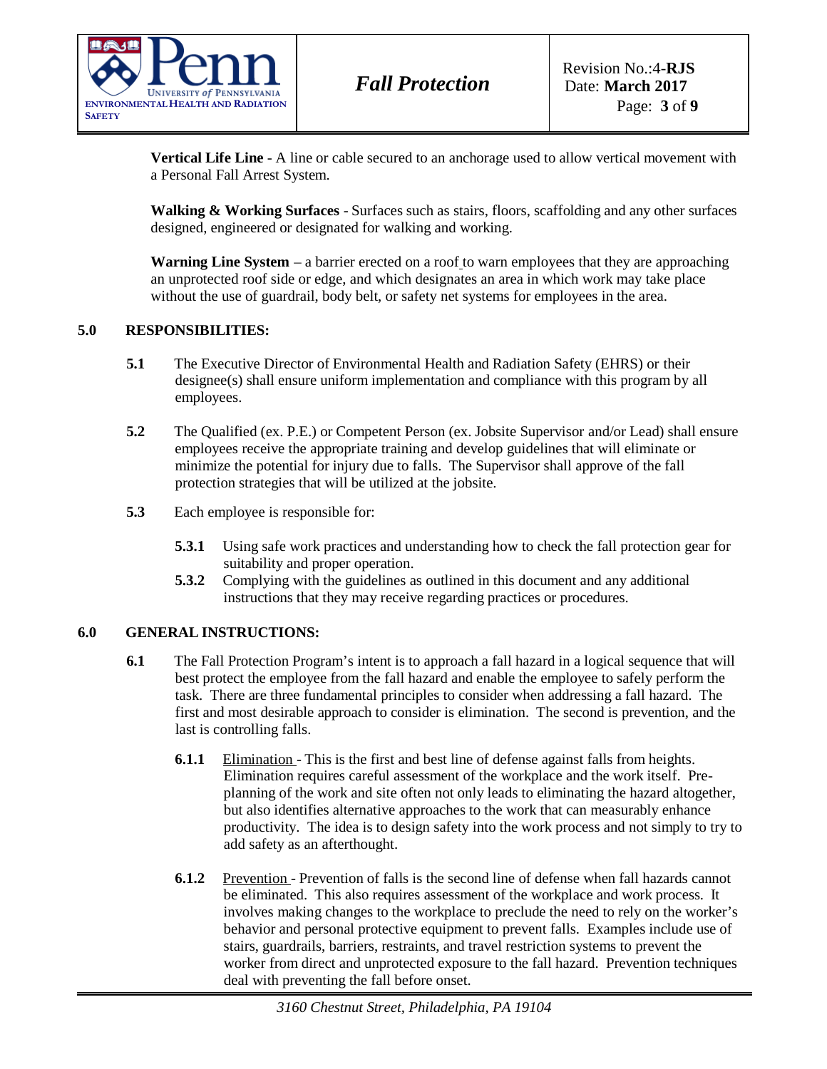**Vertical Life Line** - A line or cable secured to an anchorage used to allow vertical movement with a Personal Fall Arrest System.

**Walking & Working Surfaces** - Surfaces such as stairs, floors, scaffolding and any other surfaces designed, engineered or designated for walking and working.

**Warning Line System** – a barrier erected on a roof to warn employees that they are approaching an unprotected roof side or edge, and which designates an area in which work may take place without the use of guardrail, body belt, or safety net systems for employees in the area.

## 5.0 RESPONSIBILITIES:

**5.1** The Executive Director of Environmental Health and Radiation Safety (EHRS) or their designee(s) shall ensure uniform implementation and compliance with this program by all employees.

**5.2** The Qualified (ex. P.E.) or Competent Person (ex. Jobsite Supervisor and/or Lead) shall ensure employees receive the appropriate training and develop guidelines that will eliminate or minimize the potential for injury due to falls. The Supervisor shall approve of the fall protection strategies that will be utilized at the jobsite.

**5.3** Each employee is responsible for:

**5.3.1** Using safe work practices and understanding how to check the fall protection gear for suitability and proper operation.

**5.3.2** Complying with the guidelines as outlined in this document and any additional instructions that they may receive regarding practices or procedures.

## 6.0 GENERAL INSTRUCTIONS:

**6.1** The Fall Protection Program's intent is to approach a fall hazard in a logical sequence that will best protect the employee from the fall hazard and enable the employee to safely perform the task. There are three fundamental principles to consider when addressing a fall hazard. The first and most desirable approach to consider is elimination. The second is prevention, and the last is controlling falls.

**6.1.1** Elimination - This is the first and best line of defense against falls from heights. Elimination requires careful assessment of the workplace and the work itself. Pre-planning of the work and site often not only leads to eliminating the hazard altogether, but also identifies alternative approaches to the work that can measurably enhance productivity. The idea is to design safety into the work process and not simply to try to add safety as an afterthought.

**6.1.2** Prevention - Prevention of falls is the second line of defense when fall hazards cannot be eliminated. This also requires assessment of the workplace and work process. It involves making changes to the workplace to preclude the need to rely on the worker's behavior and personal protective equipment to prevent falls. Examples include use of stairs, guardrails, barriers, restraints, and travel restriction systems to prevent the worker from direct and unprotected exposure to the fall hazard. Prevention techniques deal with preventing the fall before onset.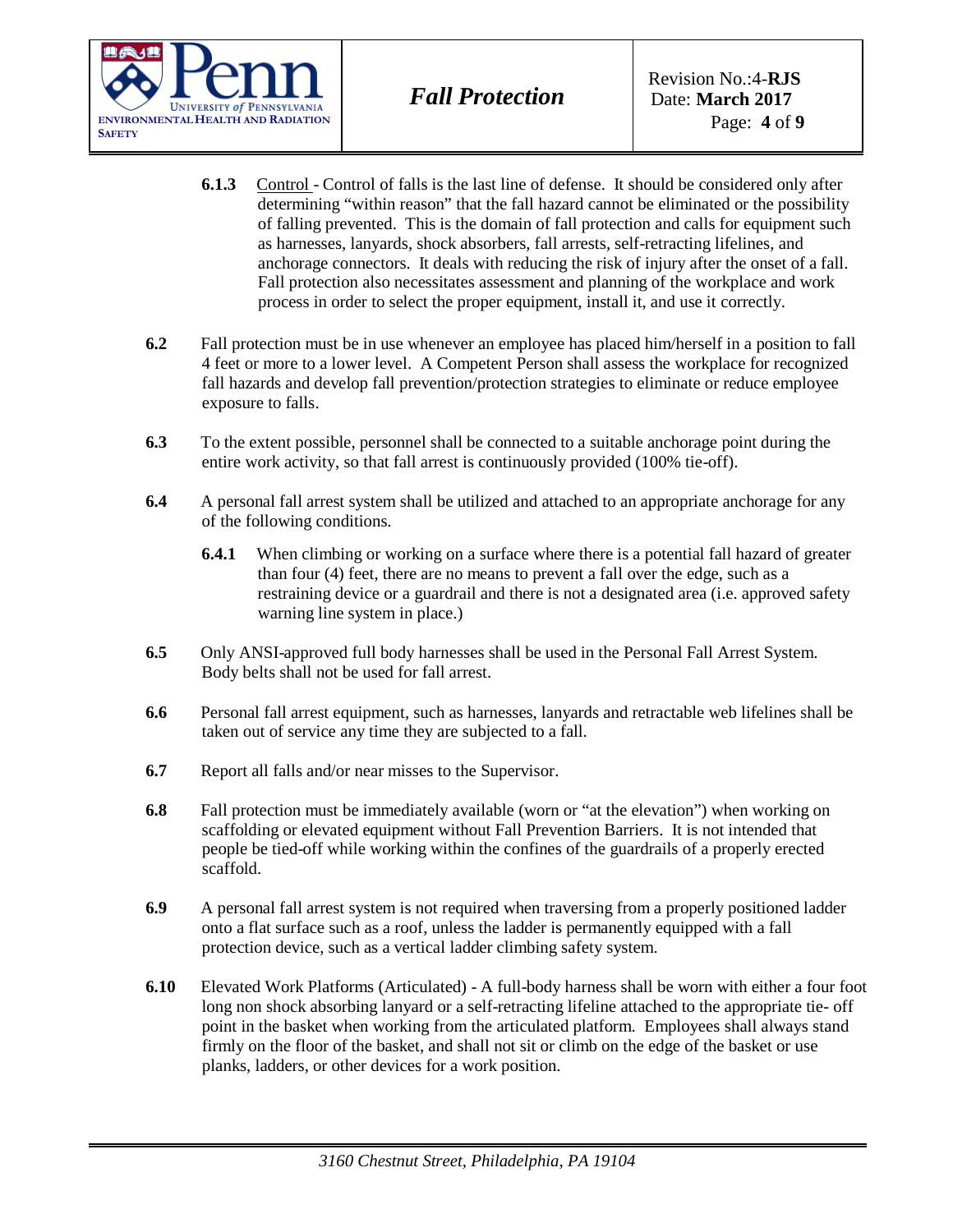**6.1.3** Control - Control of falls is the last line of defense. It should be considered only after determining "within reason" that the fall hazard cannot be eliminated or the possibility of falling prevented. This is the domain of fall protection and calls for equipment such as harnesses, lanyards, shock absorbers, fall arrests, self-retracting lifelines, and anchorage connectors. It deals with reducing the risk of injury after the onset of a fall. Fall protection also necessitates assessment and planning of the workplace and work process in order to select the proper equipment, install it, and use it correctly.

**6.2** Fall protection must be in use whenever an employee has placed him/herself in a position to fall 4 feet or more to a lower level. A Competent Person shall assess the workplace for recognized fall hazards and develop fall prevention/protection strategies to eliminate or reduce employee exposure to falls.

**6.3** To the extent possible, personnel shall be connected to a suitable anchorage point during the entire work activity, so that fall arrest is continuously provided (100% tie-off).

**6.4** A personal fall arrest system shall be utilized and attached to an appropriate anchorage for any of the following conditions.

**6.4.1** When climbing or working on a surface where there is a potential fall hazard of greater than four (4) feet, there are no means to prevent a fall over the edge, such as a restraining device or a guardrail and there is not a designated area (i.e. approved safety warning line system in place.)

**6.5** Only ANSI-approved full body harnesses shall be used in the Personal Fall Arrest System. Body belts shall not be used for fall arrest.

**6.6** Personal fall arrest equipment, such as harnesses, lanyards and retractable web lifelines shall be taken out of service any time they are subjected to a fall.

**6.7** Report all falls and/or near misses to the Supervisor.

**6.8** Fall protection must be immediately available (worn or "at the elevation") when working on scaffolding or elevated equipment without Fall Prevention Barriers. It is not intended that people be tied-off while working within the confines of the guardrails of a properly erected scaffold.

**6.9** A personal fall arrest system is not required when traversing from a properly positioned ladder onto a flat surface such as a roof, unless the ladder is permanently equipped with a fall protection device, such as a vertical ladder climbing safety system.

**6.10** Elevated Work Platforms (Articulated) - A full-body harness shall be worn with either a four foot long non shock absorbing lanyard or a self-retracting lifeline attached to the appropriate tie- off point in the basket when working from the articulated platform. Employees shall always stand firmly on the floor of the basket, and shall not sit or climb on the edge of the basket or use planks, ladders, or other devices for a work position.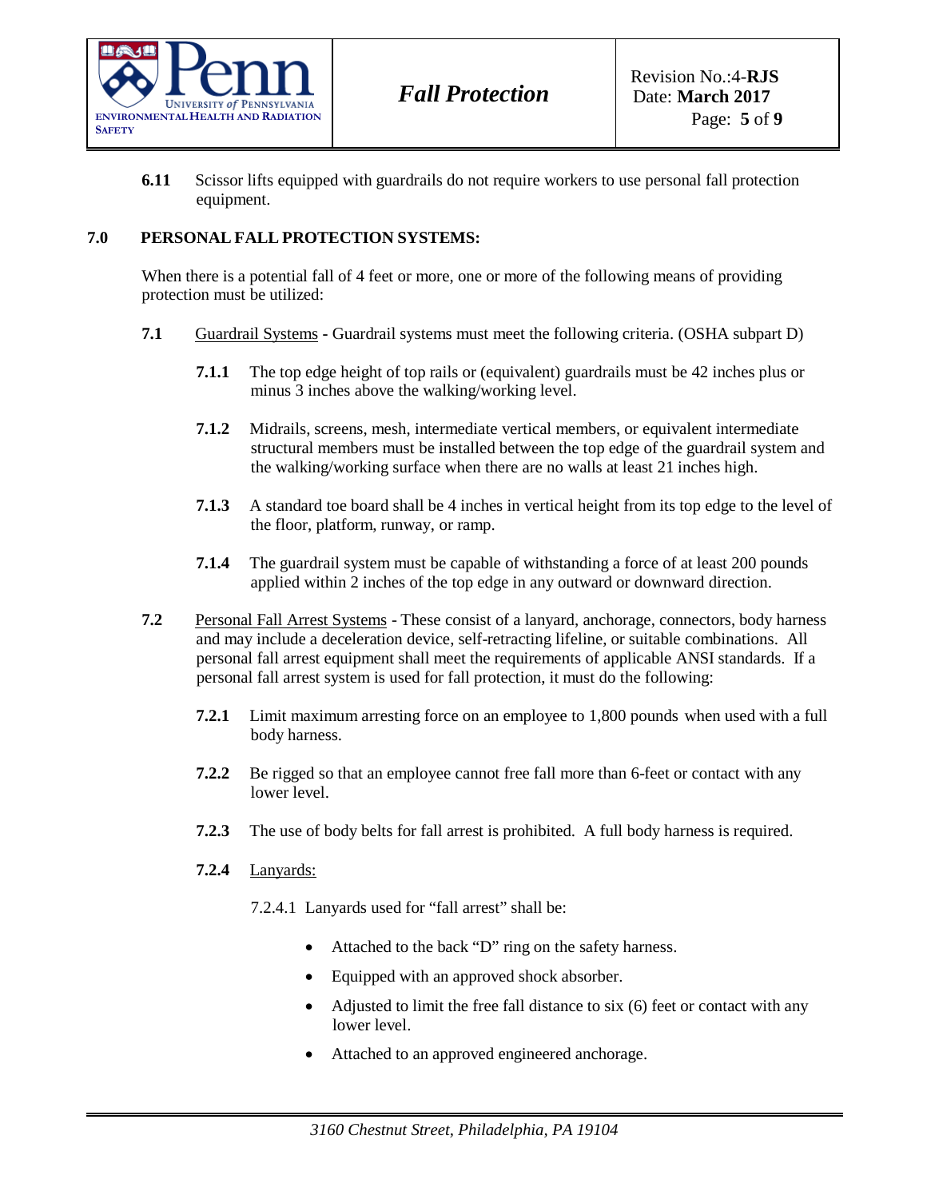**6.11** Scissor lifts equipped with guardrails do not require workers to use personal fall protection equipment.

## 7.0 PERSONAL FALL PROTECTION SYSTEMS:

When there is a potential fall of 4 feet or more, one or more of the following means of providing protection must be utilized:

**7.1** Guardrail Systems - Guardrail systems must meet the following criteria. (OSHA subpart D)

**7.1.1** The top edge height of top rails or (equivalent) guardrails must be 42 inches plus or minus 3 inches above the walking/working level.

**7.1.2** Midrails, screens, mesh, intermediate vertical members, or equivalent intermediate structural members must be installed between the top edge of the guardrail system and the walking/working surface when there are no walls at least 21 inches high.

**7.1.3** A standard toe board shall be 4 inches in vertical height from its top edge to the level of the floor, platform, runway, or ramp.

**7.1.4** The guardrail system must be capable of withstanding a force of at least 200 pounds applied within 2 inches of the top edge in any outward or downward direction.

**7.2** Personal Fall Arrest Systems - These consist of a lanyard, anchorage, connectors, body harness and may include a deceleration device, self-retracting lifeline, or suitable combinations. All personal fall arrest equipment shall meet the requirements of applicable ANSI standards. If a personal fall arrest system is used for fall protection, it must do the following:

**7.2.1** Limit maximum arresting force on an employee to 1,800 pounds when used with a full body harness.

**7.2.2** Be rigged so that an employee cannot free fall more than 6-feet or contact with any lower level.

**7.2.3** The use of body belts for fall arrest is prohibited. A full body harness is required.

**7.2.4** Lanyards:

7.2.4.1 Lanyards used for "fall arrest" shall be:

- Attached to the back "D" ring on the safety harness.
- Equipped with an approved shock absorber.
- Adjusted to limit the free fall distance to six (6) feet or contact with any lower level.
- Attached to an approved engineered anchorage.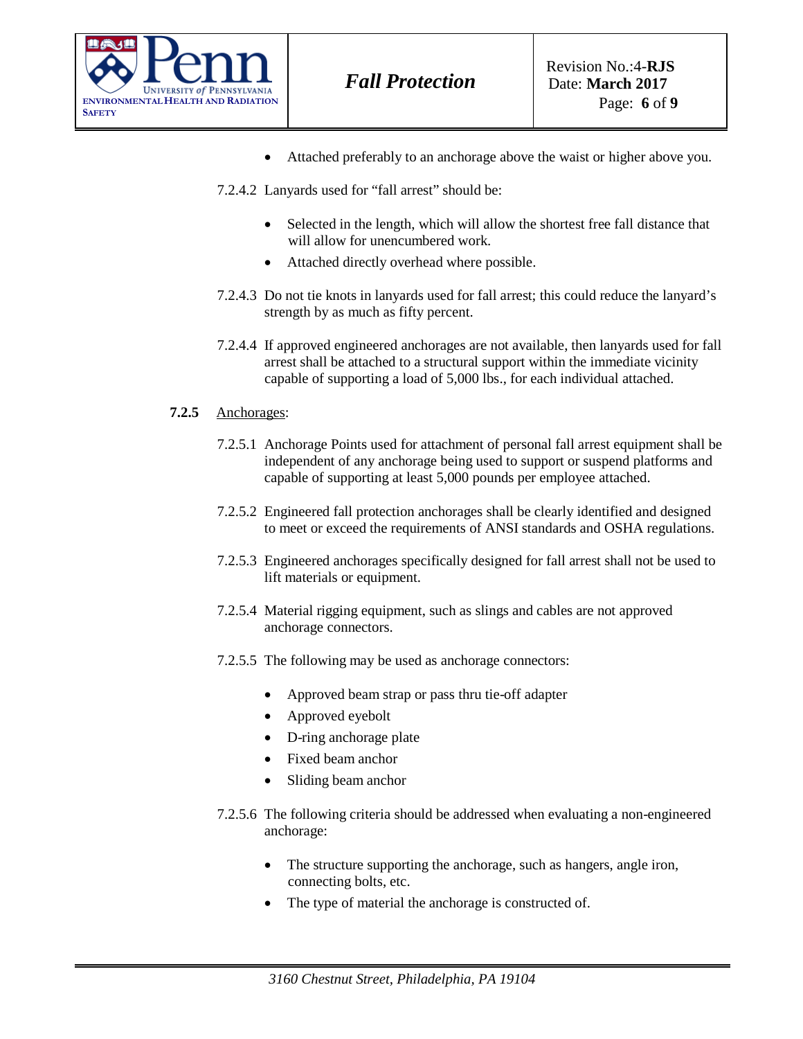- Attached preferably to an anchorage above the waist or higher above you.

7.2.4.2 Lanyards used for "fall arrest" should be:

- Selected in the length, which will allow the shortest free fall distance that will allow for unencumbered work.
- Attached directly overhead where possible.

7.2.4.3 Do not tie knots in lanyards used for fall arrest; this could reduce the lanyard's strength by as much as fifty percent.

7.2.4.4 If approved engineered anchorages are not available, then lanyards used for fall arrest shall be attached to a structural support within the immediate vicinity capable of supporting a load of 5,000 lbs., for each individual attached.

**7.2.5** Anchorages:

7.2.5.1 Anchorage Points used for attachment of personal fall arrest equipment shall be independent of any anchorage being used to support or suspend platforms and capable of supporting at least 5,000 pounds per employee attached.

7.2.5.2 Engineered fall protection anchorages shall be clearly identified and designed to meet or exceed the requirements of ANSI standards and OSHA regulations.

7.2.5.3 Engineered anchorages specifically designed for fall arrest shall not be used to lift materials or equipment.

7.2.5.4 Material rigging equipment, such as slings and cables are not approved anchorage connectors.

7.2.5.5 The following may be used as anchorage connectors:

- Approved beam strap or pass thru tie-off adapter
- Approved eyebolt
- D-ring anchorage plate
- Fixed beam anchor
- Sliding beam anchor

7.2.5.6 The following criteria should be addressed when evaluating a non-engineered anchorage:

- The structure supporting the anchorage, such as hangers, angle iron, connecting bolts, etc.
- The type of material the anchorage is constructed of.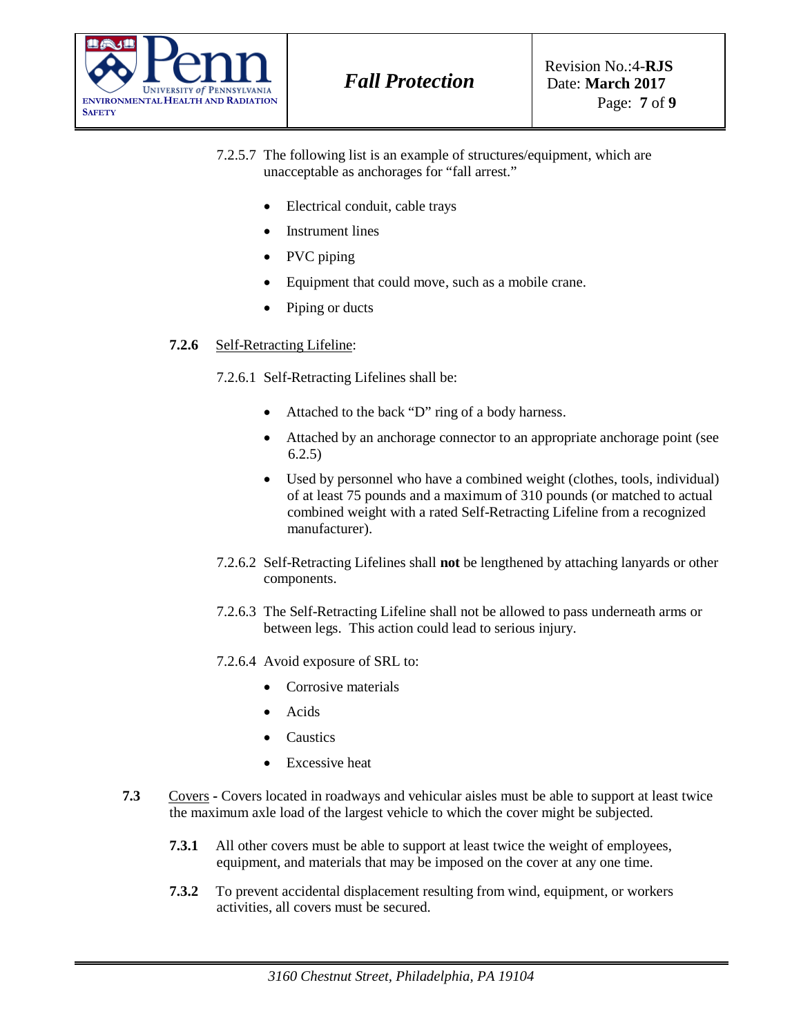7.2.5.7 The following list is an example of structures/equipment, which are unacceptable as anchorages for "fall arrest."

- Electrical conduit, cable trays
- Instrument lines
- PVC piping
- Equipment that could move, such as a mobile crane.
- Piping or ducts

**7.2.6** Self-Retracting Lifeline:

7.2.6.1 Self-Retracting Lifelines shall be:

- Attached to the back "D" ring of a body harness.
- Attached by an anchorage connector to an appropriate anchorage point (see 6.2.5)
- Used by personnel who have a combined weight (clothes, tools, individual) of at least 75 pounds and a maximum of 310 pounds (or matched to actual combined weight with a rated Self-Retracting Lifeline from a recognized manufacturer).

7.2.6.2 Self-Retracting Lifelines shall **not** be lengthened by attaching lanyards or other components.

7.2.6.3 The Self-Retracting Lifeline shall not be allowed to pass underneath arms or between legs. This action could lead to serious injury.

7.2.6.4 Avoid exposure of SRL to:

- Corrosive materials
- Acids
- Caustics
- Excessive heat

**7.3** Covers **-** Covers located in roadways and vehicular aisles must be able to support at least twice the maximum axle load of the largest vehicle to which the cover might be subjected.

**7.3.1** All other covers must be able to support at least twice the weight of employees, equipment, and materials that may be imposed on the cover at any one time.

**7.3.2** To prevent accidental displacement resulting from wind, equipment, or workers activities, all covers must be secured.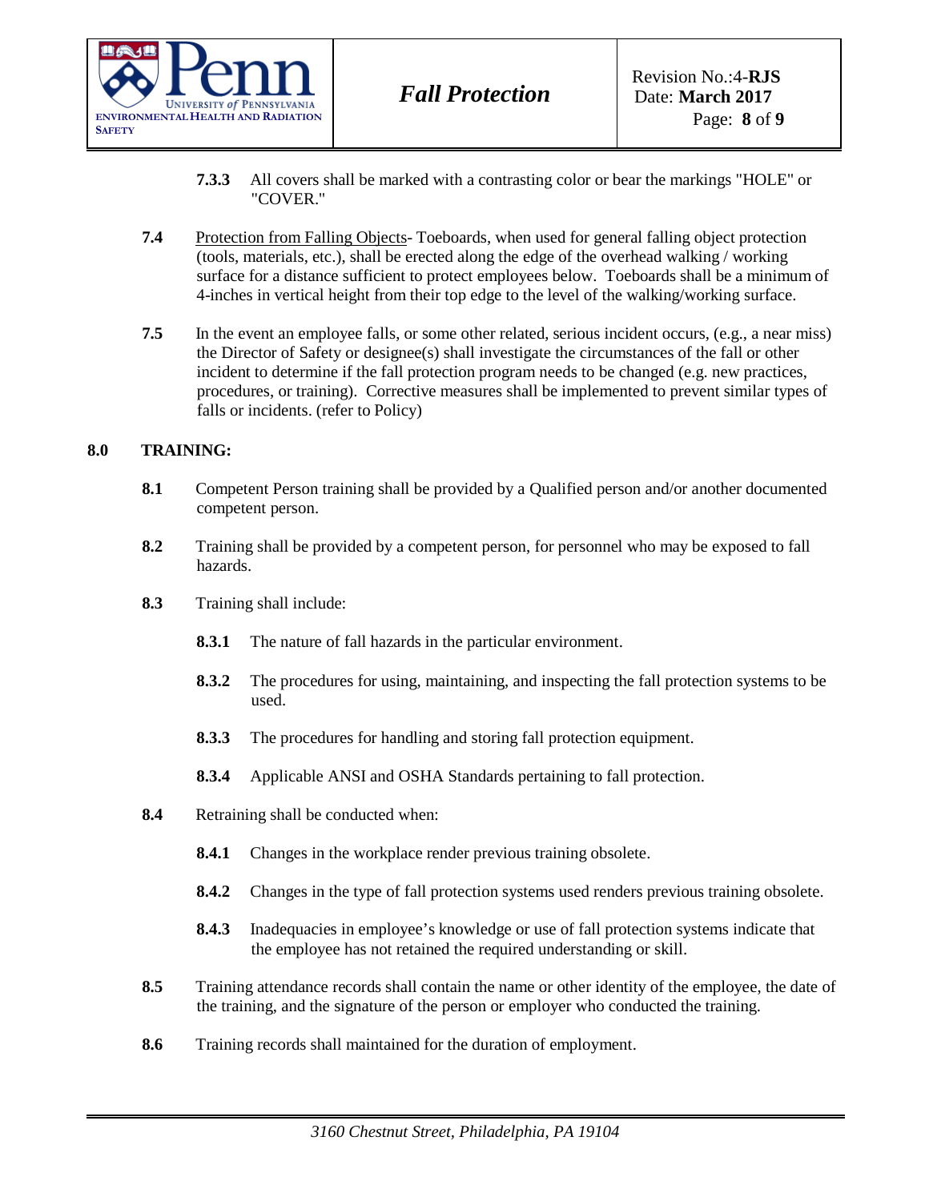**7.3.3** All covers shall be marked with a contrasting color or bear the markings "HOLE" or "COVER."

**7.4** Protection from Falling Objects- Toeboards, when used for general falling object protection (tools, materials, etc.), shall be erected along the edge of the overhead walking / working surface for a distance sufficient to protect employees below. Toeboards shall be a minimum of 4-inches in vertical height from their top edge to the level of the walking/working surface.

**7.5** In the event an employee falls, or some other related, serious incident occurs, (e.g., a near miss) the Director of Safety or designee(s) shall investigate the circumstances of the fall or other incident to determine if the fall protection program needs to be changed (e.g. new practices, procedures, or training). Corrective measures shall be implemented to prevent similar types of falls or incidents. (refer to Policy)

## 8.0 TRAINING:

**8.1** Competent Person training shall be provided by a Qualified person and/or another documented competent person.

**8.2** Training shall be provided by a competent person, for personnel who may be exposed to fall hazards.

**8.3** Training shall include:

**8.3.1** The nature of fall hazards in the particular environment.

**8.3.2** The procedures for using, maintaining, and inspecting the fall protection systems to be used.

**8.3.3** The procedures for handling and storing fall protection equipment.

**8.3.4** Applicable ANSI and OSHA Standards pertaining to fall protection.

**8.4** Retraining shall be conducted when:

**8.4.1** Changes in the workplace render previous training obsolete.

**8.4.2** Changes in the type of fall protection systems used renders previous training obsolete.

**8.4.3** Inadequacies in employee's knowledge or use of fall protection systems indicate that the employee has not retained the required understanding or skill.

**8.5** Training attendance records shall contain the name or other identity of the employee, the date of the training, and the signature of the person or employer who conducted the training.

**8.6** Training records shall maintained for the duration of employment.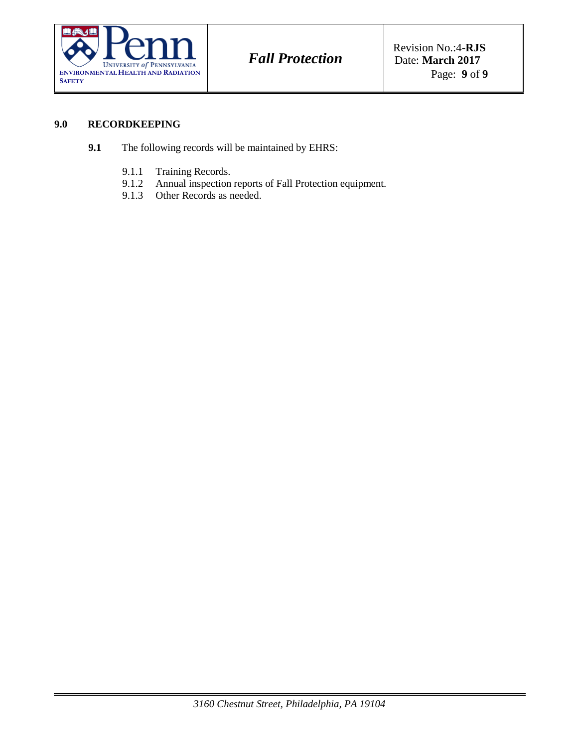## 9.0 RECORDKEEPING

**9.1** The following records will be maintained by EHRS:

- 9.1.1 Training Records.
- 9.1.2 Annual inspection reports of Fall Protection equipment.
- 9.1.3 Other Records as needed.